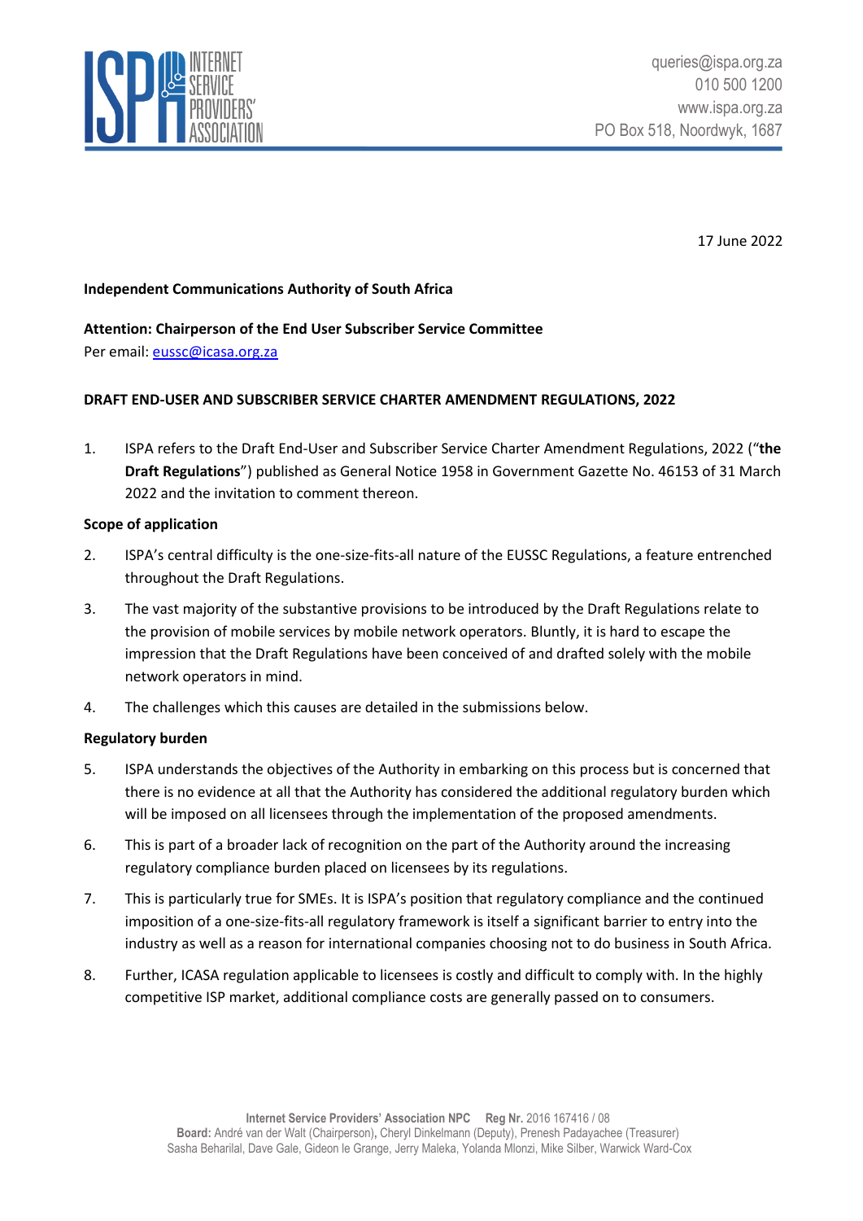queries@ispa.org.za
010 500 1200
www.ispa.org.za
PO Box 518, Noordwyk, 1687

17 June 2022

**Independent Communications Authority of South Africa**

**Attention: Chairperson of the End User Subscriber Service Committee**
Per email: eussc@icasa.org.za

**DRAFT END-USER AND SUBSCRIBER SERVICE CHARTER AMENDMENT REGULATIONS, 2022**

1. ISPA refers to the Draft End-User and Subscriber Service Charter Amendment Regulations, 2022 ("**the Draft Regulations**") published as General Notice 1958 in Government Gazette No. 46153 of 31 March 2022 and the invitation to comment thereon.

**Scope of application**

2. ISPA's central difficulty is the one-size-fits-all nature of the EUSSC Regulations, a feature entrenched throughout the Draft Regulations.

3. The vast majority of the substantive provisions to be introduced by the Draft Regulations relate to the provision of mobile services by mobile network operators. Bluntly, it is hard to escape the impression that the Draft Regulations have been conceived of and drafted solely with the mobile network operators in mind.

4. The challenges which this causes are detailed in the submissions below.

**Regulatory burden**

5. ISPA understands the objectives of the Authority in embarking on this process but is concerned that there is no evidence at all that the Authority has considered the additional regulatory burden which will be imposed on all licensees through the implementation of the proposed amendments.

6. This is part of a broader lack of recognition on the part of the Authority around the increasing regulatory compliance burden placed on licensees by its regulations.

7. This is particularly true for SMEs. It is ISPA's position that regulatory compliance and the continued imposition of a one-size-fits-all regulatory framework is itself a significant barrier to entry into the industry as well as a reason for international companies choosing not to do business in South Africa.

8. Further, ICASA regulation applicable to licensees is costly and difficult to comply with. In the highly competitive ISP market, additional compliance costs are generally passed on to consumers.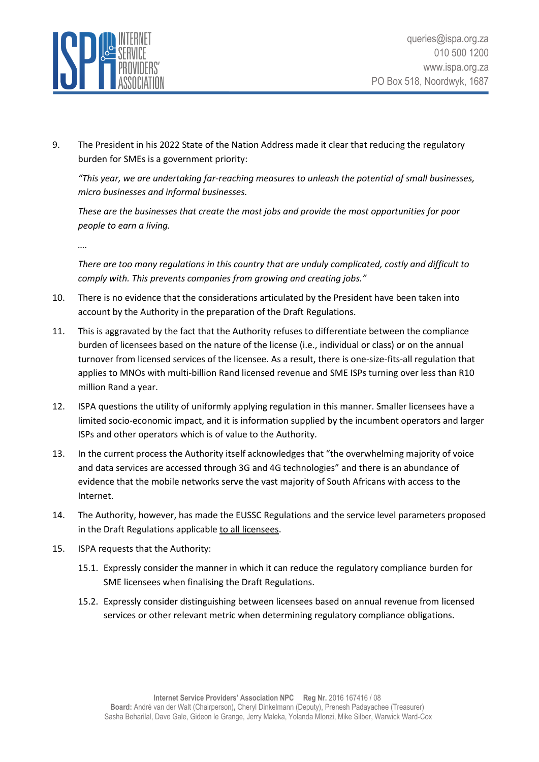9. The President in his 2022 State of the Nation Address made it clear that reducing the regulatory burden for SMEs is a government priority:

   *"This year, we are undertaking far-reaching measures to unleash the potential of small businesses, micro businesses and informal businesses.*

   *These are the businesses that create the most jobs and provide the most opportunities for poor people to earn a living.*

   *….*

   *There are too many regulations in this country that are unduly complicated, costly and difficult to comply with. This prevents companies from growing and creating jobs."*

10. There is no evidence that the considerations articulated by the President have been taken into account by the Authority in the preparation of the Draft Regulations.

11. This is aggravated by the fact that the Authority refuses to differentiate between the compliance burden of licensees based on the nature of the license (i.e., individual or class) or on the annual turnover from licensed services of the licensee. As a result, there is one-size-fits-all regulation that applies to MNOs with multi-billion Rand licensed revenue and SME ISPs turning over less than R10 million Rand a year.

12. ISPA questions the utility of uniformly applying regulation in this manner. Smaller licensees have a limited socio-economic impact, and it is information supplied by the incumbent operators and larger ISPs and other operators which is of value to the Authority.

13. In the current process the Authority itself acknowledges that "the overwhelming majority of voice and data services are accessed through 3G and 4G technologies" and there is an abundance of evidence that the mobile networks serve the vast majority of South Africans with access to the Internet.

14. The Authority, however, has made the EUSSC Regulations and the service level parameters proposed in the Draft Regulations applicable <u>to all licensees</u>.

15. ISPA requests that the Authority:

    15.1. Expressly consider the manner in which it can reduce the regulatory compliance burden for SME licensees when finalising the Draft Regulations.

    15.2. Expressly consider distinguishing between licensees based on annual revenue from licensed services or other relevant metric when determining regulatory compliance obligations.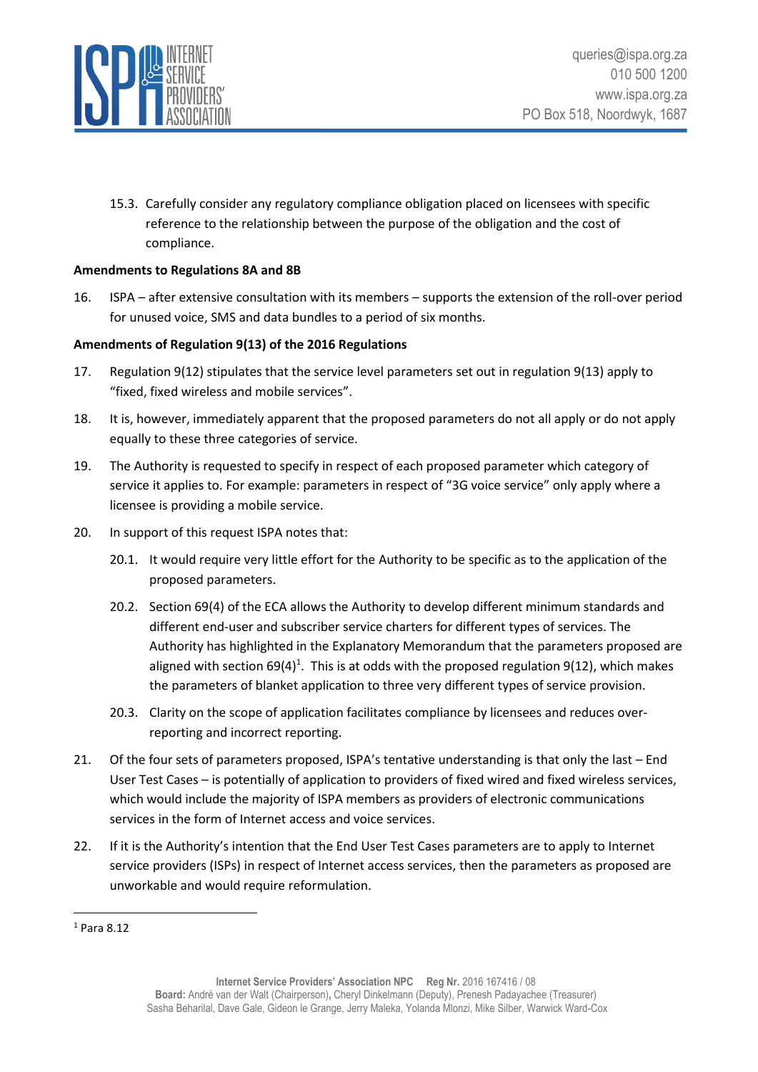15.3. Carefully consider any regulatory compliance obligation placed on licensees with specific reference to the relationship between the purpose of the obligation and the cost of compliance.

**Amendments to Regulations 8A and 8B**

16. ISPA – after extensive consultation with its members – supports the extension of the roll-over period for unused voice, SMS and data bundles to a period of six months.

**Amendments of Regulation 9(13) of the 2016 Regulations**

17. Regulation 9(12) stipulates that the service level parameters set out in regulation 9(13) apply to "fixed, fixed wireless and mobile services".

18. It is, however, immediately apparent that the proposed parameters do not all apply or do not apply equally to these three categories of service.

19. The Authority is requested to specify in respect of each proposed parameter which category of service it applies to. For example: parameters in respect of "3G voice service" only apply where a licensee is providing a mobile service.

20. In support of this request ISPA notes that:

    20.1. It would require very little effort for the Authority to be specific as to the application of the proposed parameters.

    20.2. Section 69(4) of the ECA allows the Authority to develop different minimum standards and different end-user and subscriber service charters for different types of services. The Authority has highlighted in the Explanatory Memorandum that the parameters proposed are aligned with section 69(4)[1]. This is at odds with the proposed regulation 9(12), which makes the parameters of blanket application to three very different types of service provision.

    20.3. Clarity on the scope of application facilitates compliance by licensees and reduces over-reporting and incorrect reporting.

21. Of the four sets of parameters proposed, ISPA's tentative understanding is that only the last – End User Test Cases – is potentially of application to providers of fixed wired and fixed wireless services, which would include the majority of ISPA members as providers of electronic communications services in the form of Internet access and voice services.

22. If it is the Authority's intention that the End User Test Cases parameters are to apply to Internet service providers (ISPs) in respect of Internet access services, then the parameters as proposed are unworkable and would require reformulation.

---

[1] Para 8.12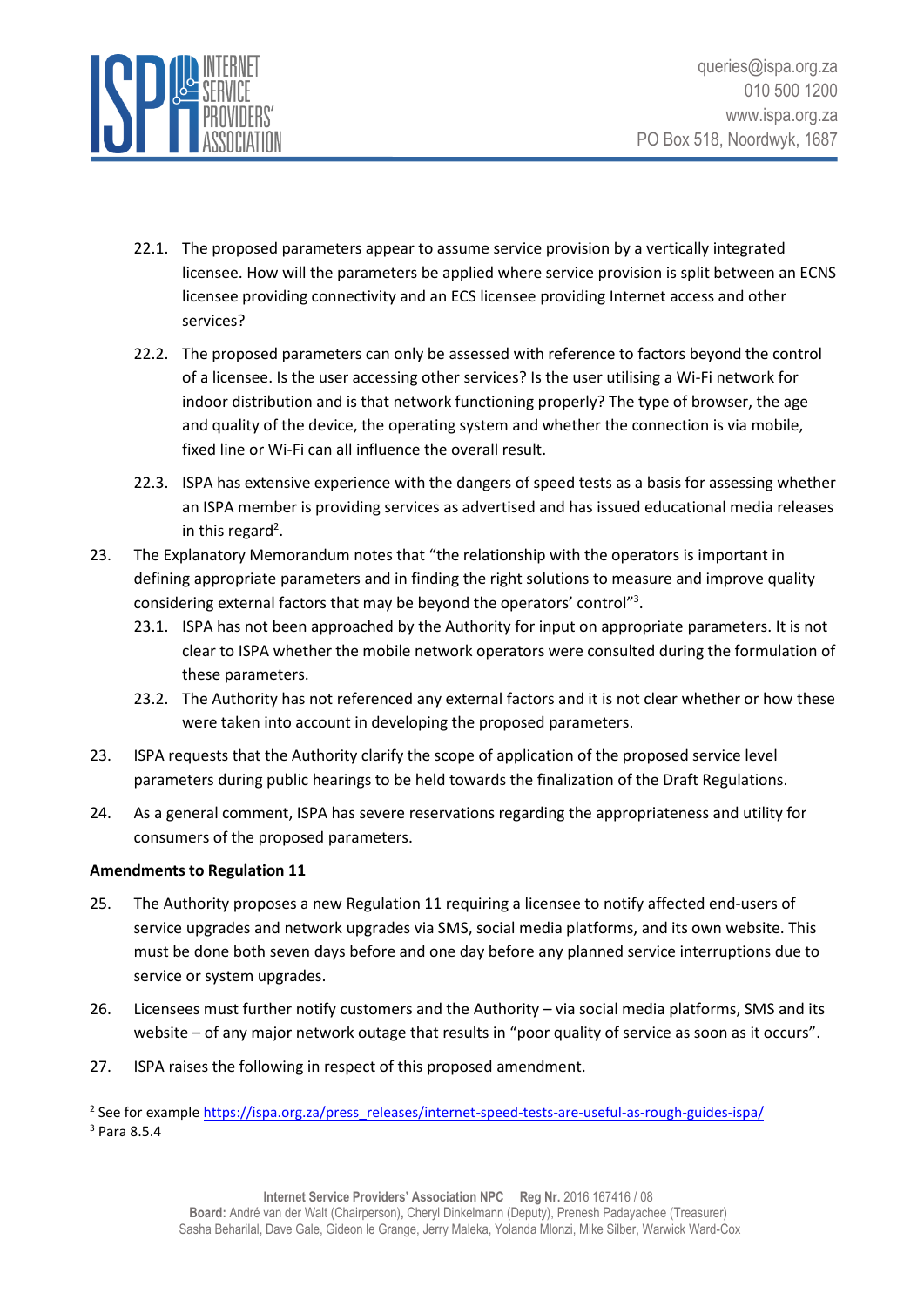22.1. The proposed parameters appear to assume service provision by a vertically integrated licensee. How will the parameters be applied where service provision is split between an ECNS licensee providing connectivity and an ECS licensee providing Internet access and other services?

22.2. The proposed parameters can only be assessed with reference to factors beyond the control of a licensee. Is the user accessing other services? Is the user utilising a Wi-Fi network for indoor distribution and is that network functioning properly? The type of browser, the age and quality of the device, the operating system and whether the connection is via mobile, fixed line or Wi-Fi can all influence the overall result.

22.3. ISPA has extensive experience with the dangers of speed tests as a basis for assessing whether an ISPA member is providing services as advertised and has issued educational media releases in this regard[2].

23. The Explanatory Memorandum notes that "the relationship with the operators is important in defining appropriate parameters and in finding the right solutions to measure and improve quality considering external factors that may be beyond the operators' control"[3].

23.1. ISPA has not been approached by the Authority for input on appropriate parameters. It is not clear to ISPA whether the mobile network operators were consulted during the formulation of the these parameters.

23.2. The Authority has not referenced any external factors and it is not clear whether or how these were taken into account in developing the proposed parameters.

23. ISPA requests that the Authority clarify the scope of application of the proposed service level parameters during public hearings to be held towards the finalization of the Draft Regulations.

24. As a general comment, ISPA has severe reservations regarding the appropriateness and utility for consumers of the proposed parameters.

**Amendments to Regulation 11**

25. The Authority proposes a new Regulation 11 requiring a licensee to notify affected end-users of service upgrades and network upgrades via SMS, social media platforms, and its own website. This must be done both seven days before and one day before any planned service interruptions due to service or system upgrades.

26. Licensees must further notify customers and the Authority – via social media platforms, SMS and its website – of any major network outage that results in "poor quality of service as soon as it occurs".

27. ISPA raises the following in respect of this proposed amendment.

---

[2] See for example https://ispa.org.za/press_releases/internet-speed-tests-are-useful-as-rough-guides-ispa/

[3] Para 8.5.4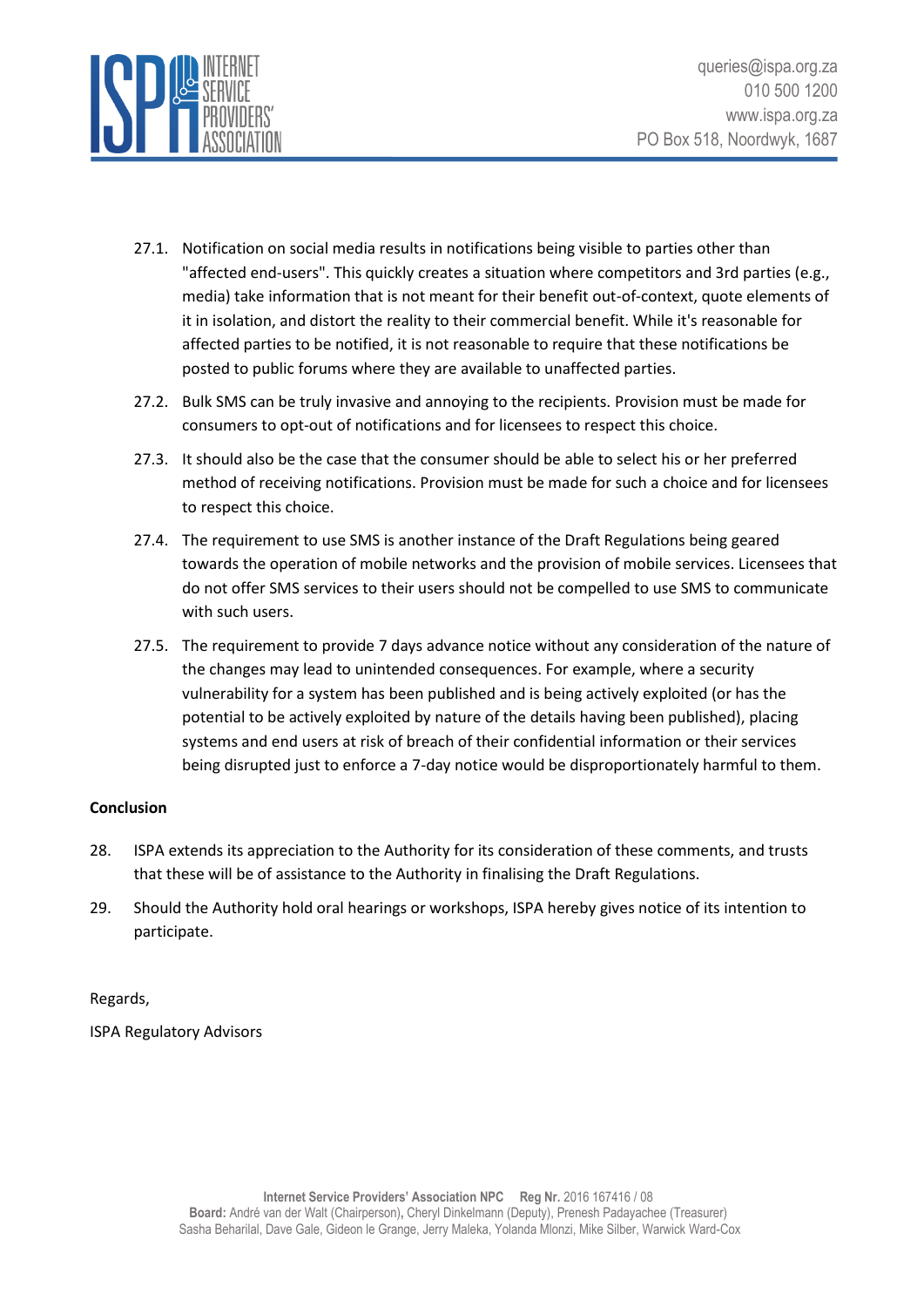27.1. Notification on social media results in notifications being visible to parties other than "affected end-users". This quickly creates a situation where competitors and 3rd parties (e.g., media) take information that is not meant for their benefit out-of-context, quote elements of it in isolation, and distort the reality to their commercial benefit. While it's reasonable for affected parties to be notified, it is not reasonable to require that these notifications be posted to public forums where they are available to unaffected parties.

27.2. Bulk SMS can be truly invasive and annoying to the recipients. Provision must be made for consumers to opt-out of notifications and for licensees to respect this choice.

27.3. It should also be the case that the consumer should be able to select his or her preferred method of receiving notifications. Provision must be made for such a choice and for licensees to respect this choice.

27.4. The requirement to use SMS is another instance of the Draft Regulations being geared towards the operation of mobile networks and the provision of mobile services. Licensees that do not offer SMS services to their users should not be compelled to use SMS to communicate with such users.

27.5. The requirement to provide 7 days advance notice without any consideration of the nature of the changes may lead to unintended consequences. For example, where a security vulnerability for a system has been published and is being actively exploited (or has the potential to be actively exploited by nature of the details having been published), placing systems and end users at risk of breach of their confidential information or their services being disrupted just to enforce a 7-day notice would be disproportionately harmful to them.

**Conclusion**

28. ISPA extends its appreciation to the Authority for its consideration of these comments, and trusts that these will be of assistance to the Authority in finalising the Draft Regulations.

29. Should the Authority hold oral hearings or workshops, ISPA hereby gives notice of its intention to participate.

Regards,

ISPA Regulatory Advisors